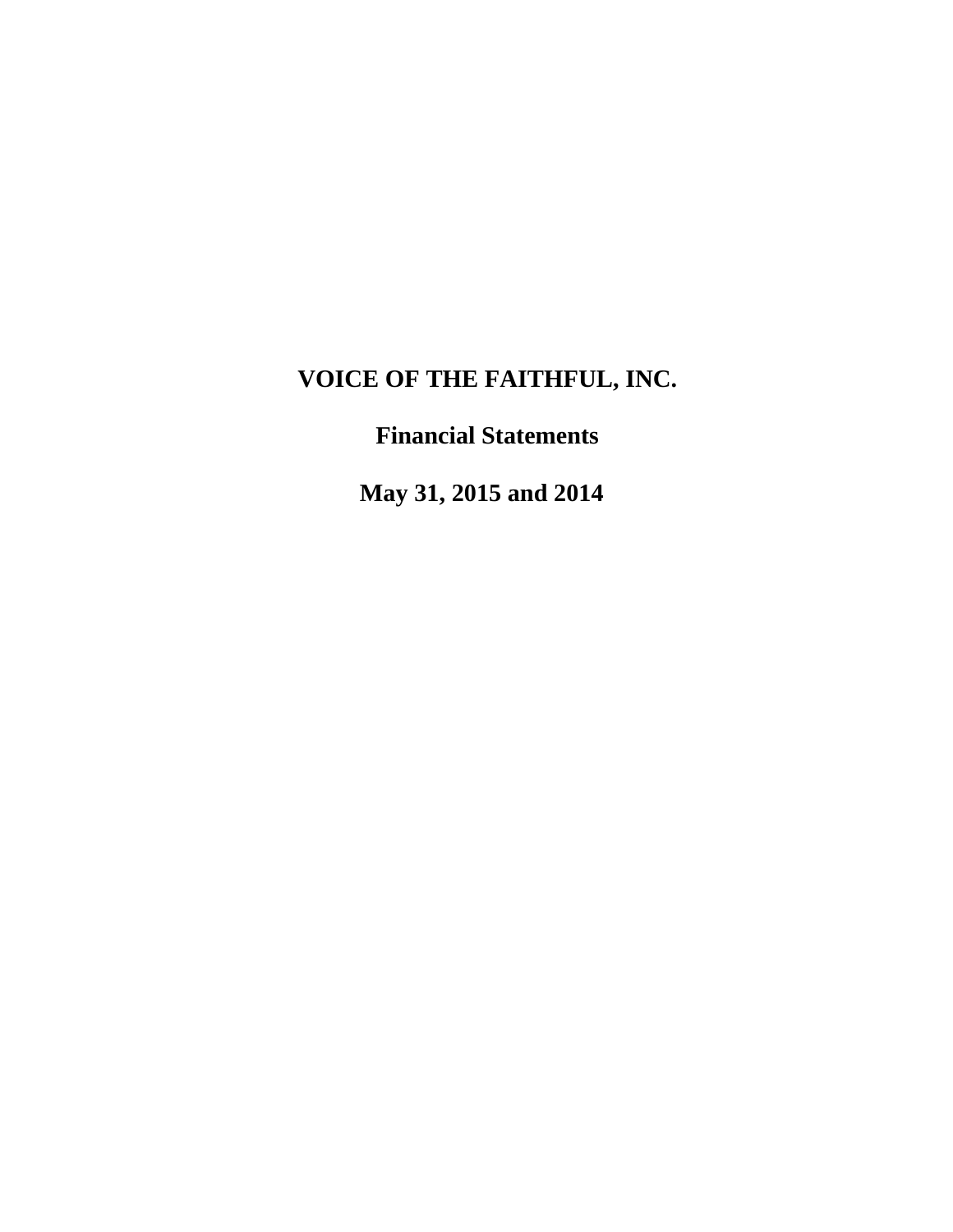# VOICE OF THE FAITHFUL, INC.

## Financial Statements

## May 31, 2015 and 2014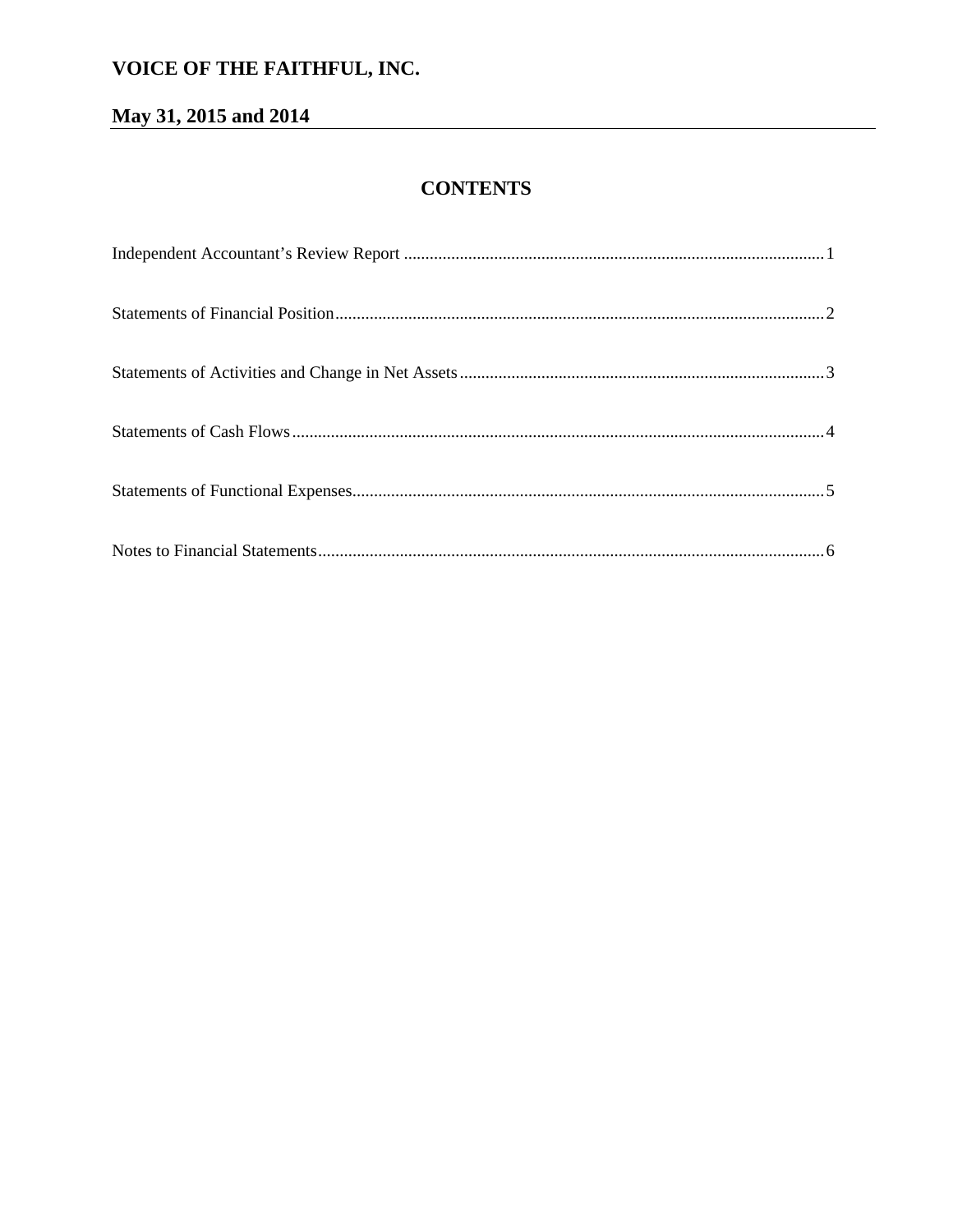# VOICE OF THE FAITHFUL, INC.

## May 31, 2015 and 2014

### CONTENTS

Independent Accountant's Review Report .................................................................................................1

Statements of Financial Position..................................................................................................................2

Statements of Activities and Change in Net Assets .....................................................................................3

Statements of Cash Flows.............................................................................................................................4

Statements of Functional Expenses..............................................................................................................5

Notes to Financial Statements......................................................................................................................6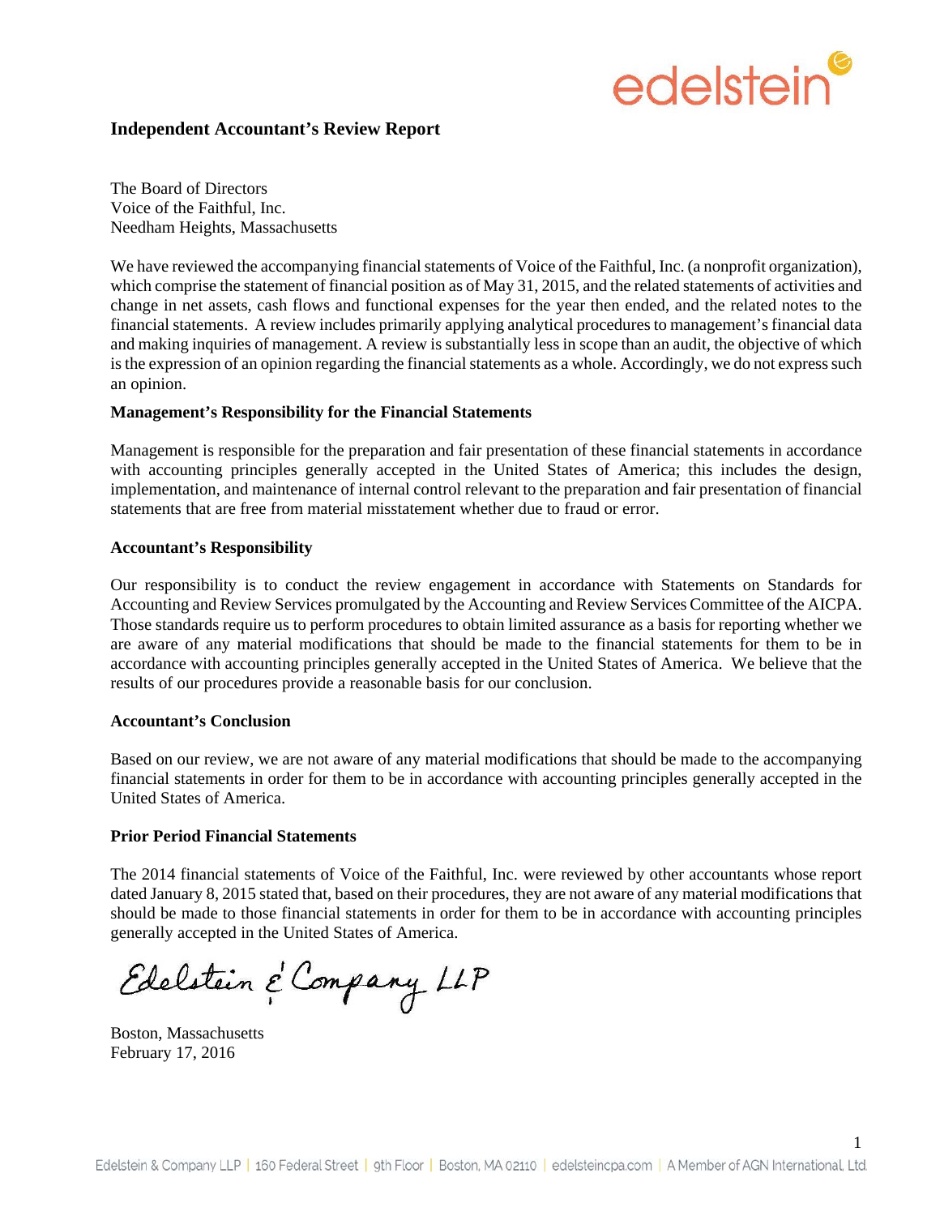edelstein

## Independent Accountant's Review Report

The Board of Directors
Voice of the Faithful, Inc.
Needham Heights, Massachusetts

We have reviewed the accompanying financial statements of Voice of the Faithful, Inc. (a nonprofit organization), which comprise the statement of financial position as of May 31, 2015, and the related statements of activities and change in net assets, cash flows and functional expenses for the year then ended, and the related notes to the financial statements. A review includes primarily applying analytical procedures to management's financial data and making inquiries of management. A review is substantially less in scope than an audit, the objective of which is the expression of an opinion regarding the financial statements as a whole. Accordingly, we do not express such an opinion.

### Management's Responsibility for the Financial Statements

Management is responsible for the preparation and fair presentation of these financial statements in accordance with accounting principles generally accepted in the United States of America; this includes the design, implementation, and maintenance of internal control relevant to the preparation and fair presentation of financial statements that are free from material misstatement whether due to fraud or error.

### Accountant's Responsibility

Our responsibility is to conduct the review engagement in accordance with Statements on Standards for Accounting and Review Services promulgated by the Accounting and Review Services Committee of the AICPA. Those standards require us to perform procedures to obtain limited assurance as a basis for reporting whether we are aware of any material modifications that should be made to the financial statements for them to be in accordance with accounting principles generally accepted in the United States of America. We believe that the results of our procedures provide a reasonable basis for our conclusion.

### Accountant's Conclusion

Based on our review, we are not aware of any material modifications that should be made to the accompanying financial statements in order for them to be in accordance with accounting principles generally accepted in the United States of America.

### Prior Period Financial Statements

The 2014 financial statements of Voice of the Faithful, Inc. were reviewed by other accountants whose report dated January 8, 2015 stated that, based on their procedures, they are not aware of any material modifications that should be made to those financial statements in order for them to be in accordance with accounting principles generally accepted in the United States of America.

Edelstein & Company LLP

Boston, Massachusetts
February 17, 2016

Edelstein & Company LLP | 160 Federal Street | 9th Floor | Boston, MA 02110 | edelsteincpa.com | A Member of AGN International, Ltd.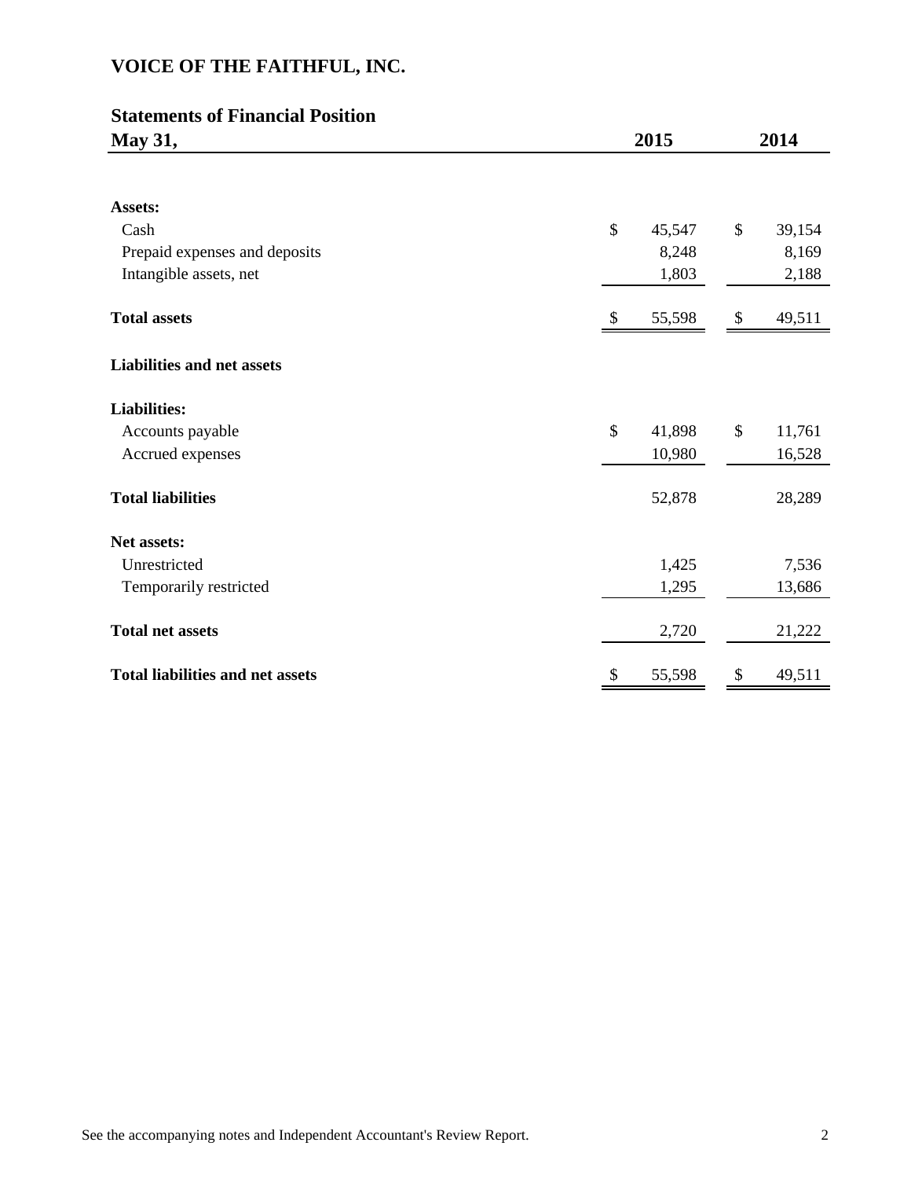# VOICE OF THE FAITHFUL, INC.

## Statements of Financial Position

| May 31, | 2015 | 2014 |
|---|---|---|
| **Assets:** | | |
| Cash | $ 45,547 | $ 39,154 |
| Prepaid expenses and deposits | 8,248 | 8,169 |
| Intangible assets, net | 1,803 | 2,188 |
| **Total assets** | $ 55,598 | $ 49,511 |
| **Liabilities and net assets** | | |
| **Liabilities:** | | |
| Accounts payable | $ 41,898 | $ 11,761 |
| Accrued expenses | 10,980 | 16,528 |
| **Total liabilities** | 52,878 | 28,289 |
| **Net assets:** | | |
| Unrestricted | 1,425 | 7,536 |
| Temporarily restricted | 1,295 | 13,686 |
| **Total net assets** | 2,720 | 21,222 |
| **Total liabilities and net assets** | $ 55,598 | $ 49,511 |

See the accompanying notes and Independent Accountant's Review Report.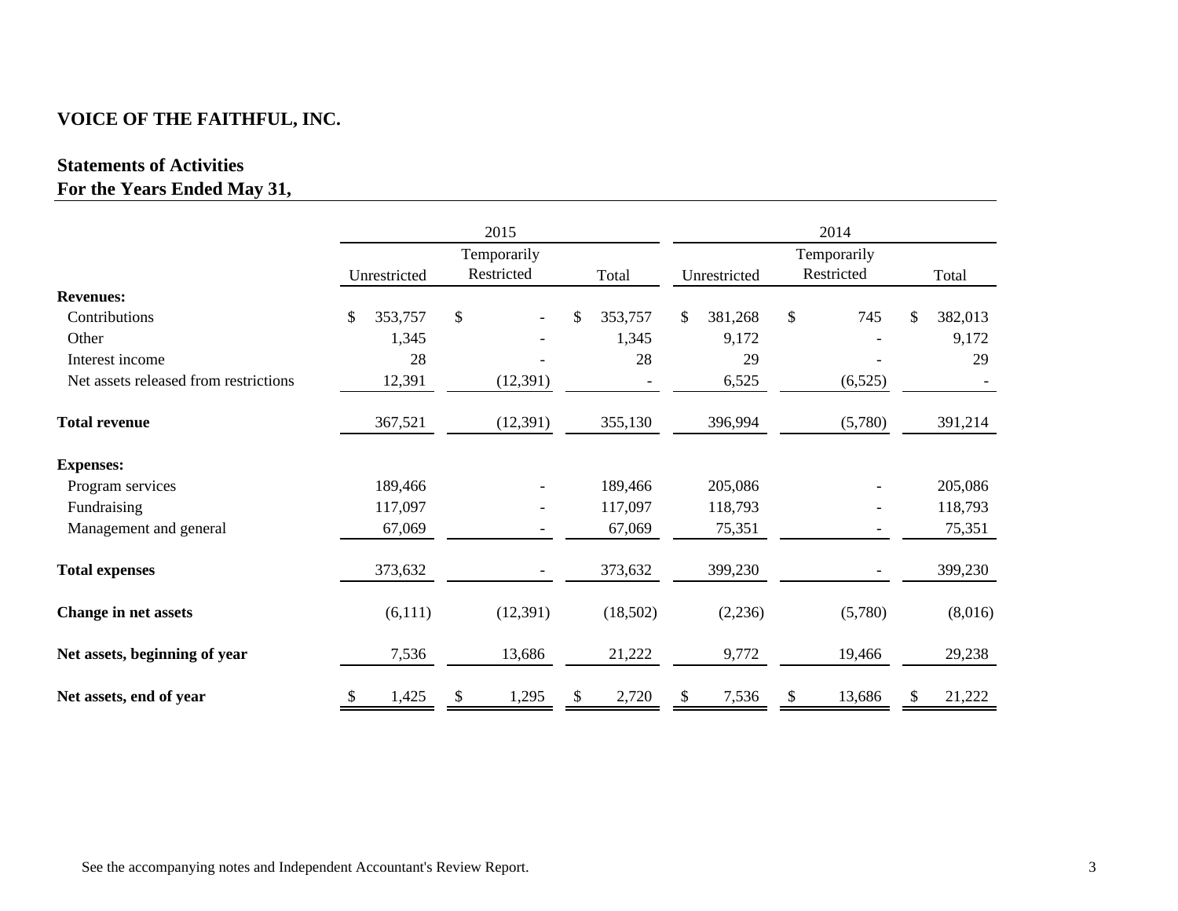# VOICE OF THE FAITHFUL, INC.

## Statements of Activities
## For the Years Ended May 31,

| | 2015 | | | 2014 | | |
|---|---|---|---|---|---|---|
| | Unrestricted | Temporarily Restricted | Total | Unrestricted | Temporarily Restricted | Total |
| **Revenues:** | | | | | | |
| Contributions | $ 353,757 | $ - | $ 353,757 | $ 381,268 | $ 745 | $ 382,013 |
| Other | 1,345 | - | 1,345 | 9,172 | - | 9,172 |
| Interest income | 28 | - | 28 | 29 | - | 29 |
| Net assets released from restrictions | 12,391 | (12,391) | - | 6,525 | (6,525) | - |
| **Total revenue** | 367,521 | (12,391) | 355,130 | 396,994 | (5,780) | 391,214 |
| **Expenses:** | | | | | | |
| Program services | 189,466 | - | 189,466 | 205,086 | - | 205,086 |
| Fundraising | 117,097 | - | 117,097 | 118,793 | - | 118,793 |
| Management and general | 67,069 | - | 67,069 | 75,351 | - | 75,351 |
| **Total expenses** | 373,632 | - | 373,632 | 399,230 | - | 399,230 |
| **Change in net assets** | (6,111) | (12,391) | (18,502) | (2,236) | (5,780) | (8,016) |
| **Net assets, beginning of year** | 7,536 | 13,686 | 21,222 | 9,772 | 19,466 | 29,238 |
| **Net assets, end of year** | $ 1,425 | $ 1,295 | $ 2,720 | $ 7,536 | $ 13,686 | $ 21,222 |

See the accompanying notes and Independent Accountant's Review Report.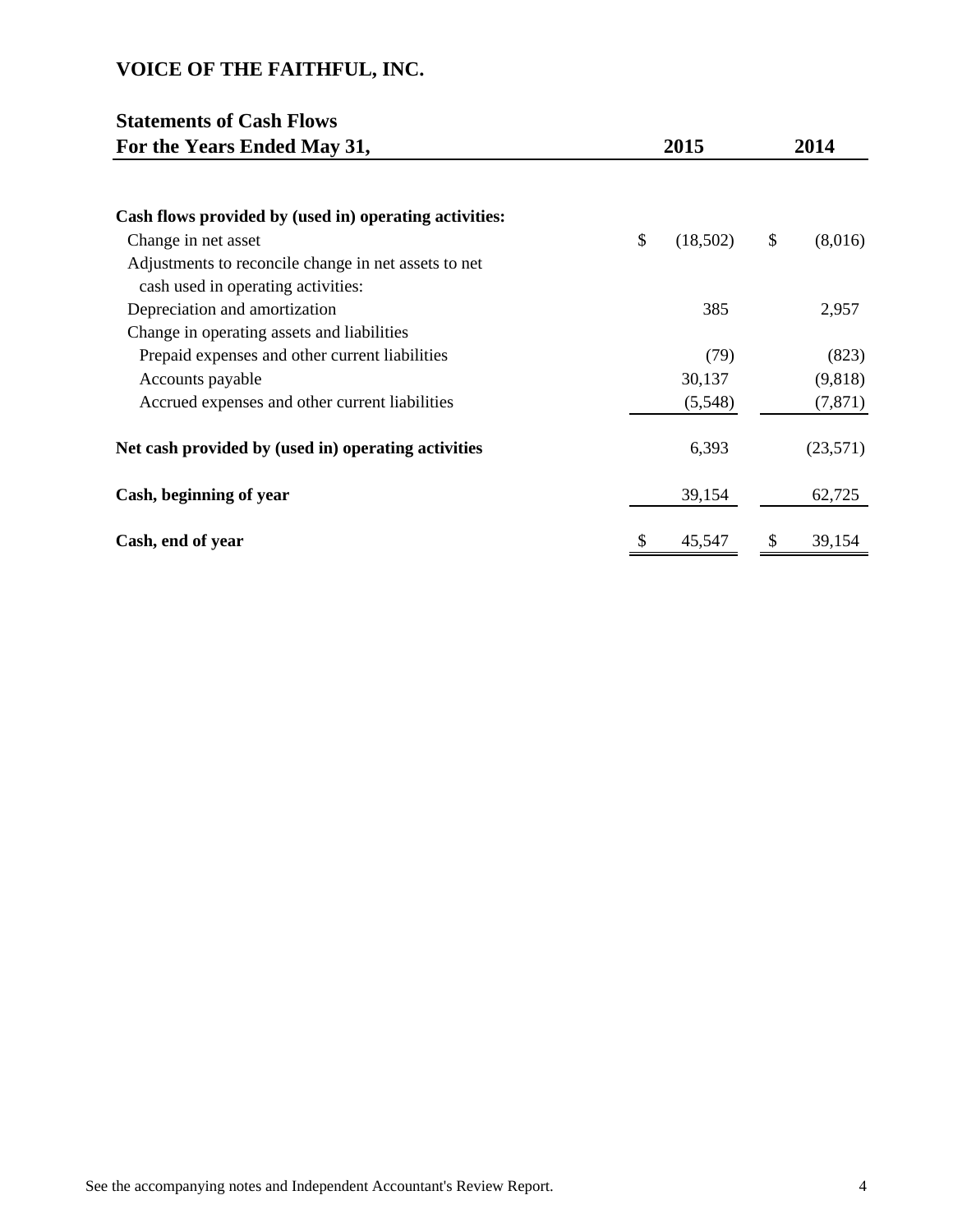# VOICE OF THE FAITHFUL, INC.

## Statements of Cash Flows

| For the Years Ended May 31, | 2015 | 2014 |
|---|---|---|
| **Cash flows provided by (used in) operating activities:** | | |
| Change in net asset | $ (18,502) | $ (8,016) |
| Adjustments to reconcile change in net assets to net cash used in operating activities: | | |
| Depreciation and amortization | 385 | 2,957 |
| Change in operating assets and liabilities | | |
| Prepaid expenses and other current liabilities | (79) | (823) |
| Accounts payable | 30,137 | (9,818) |
| Accrued expenses and other current liabilities | (5,548) | (7,871) |
| **Net cash provided by (used in) operating activities** | 6,393 | (23,571) |
| **Cash, beginning of year** | 39,154 | 62,725 |
| **Cash, end of year** | $ 45,547 | $ 39,154 |

See the accompanying notes and Independent Accountant's Review Report.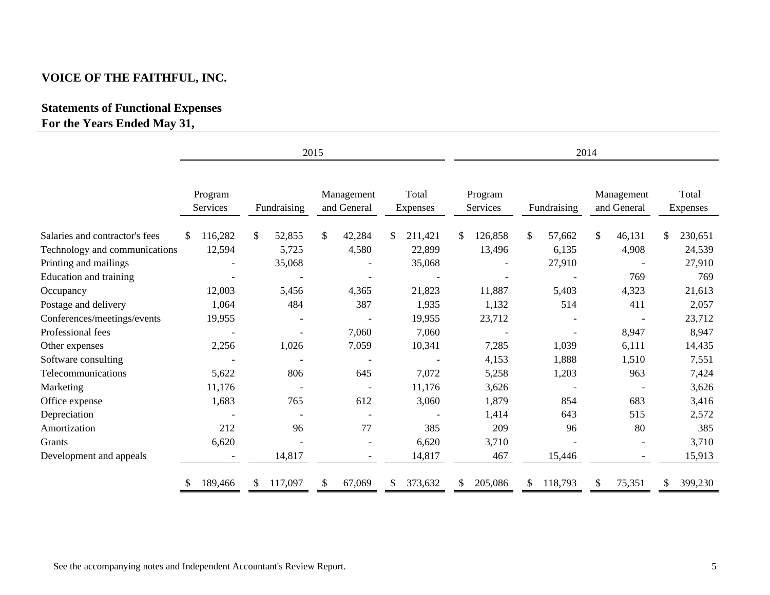**VOICE OF THE FAITHFUL, INC.**

**Statements of Functional Expenses**
**For the Years Ended May 31,**

| | 2015 | | | | 2014 | | | |
|---|---|---|---|---|---|---|---|---|
| | Program Services | Fundraising | Management and General | Total Expenses | Program Services | Fundraising | Management and General | Total Expenses |
| Salaries and contractor's fees | $ 116,282 | $ 52,855 | $ 42,284 | $ 211,421 | $ 126,858 | $ 57,662 | $ 46,131 | $ 230,651 |
| Technology and communications | 12,594 | 5,725 | 4,580 | 22,899 | 13,496 | 6,135 | 4,908 | 24,539 |
| Printing and mailings | - | 35,068 | - | 35,068 | - | 27,910 | - | 27,910 |
| Education and training | - | - | - | - | - | - | 769 | 769 |
| Occupancy | 12,003 | 5,456 | 4,365 | 21,823 | 11,887 | 5,403 | 4,323 | 21,613 |
| Postage and delivery | 1,064 | 484 | 387 | 1,935 | 1,132 | 514 | 411 | 2,057 |
| Conferences/meetings/events | 19,955 | - | - | 19,955 | 23,712 | - | - | 23,712 |
| Professional fees | - | - | 7,060 | 7,060 | - | - | 8,947 | 8,947 |
| Other expenses | 2,256 | 1,026 | 7,059 | 10,341 | 7,285 | 1,039 | 6,111 | 14,435 |
| Software consulting | - | - | - | - | 4,153 | 1,888 | 1,510 | 7,551 |
| Telecommunications | 5,622 | 806 | 645 | 7,072 | 5,258 | 1,203 | 963 | 7,424 |
| Marketing | 11,176 | - | - | 11,176 | 3,626 | - | - | 3,626 |
| Office expense | 1,683 | 765 | 612 | 3,060 | 1,879 | 854 | 683 | 3,416 |
| Depreciation | - | - | - | - | 1,414 | 643 | 515 | 2,572 |
| Amortization | 212 | 96 | 77 | 385 | 209 | 96 | 80 | 385 |
| Grants | 6,620 | - | - | 6,620 | 3,710 | - | - | 3,710 |
| Development and appeals | - | 14,817 | - | 14,817 | 467 | 15,446 | - | 15,913 |
| | $ 189,466 | $ 117,097 | $ 67,069 | $ 373,632 | $ 205,086 | $ 118,793 | $ 75,351 | $ 399,230 |

See the accompanying notes and Independent Accountant's Review Report.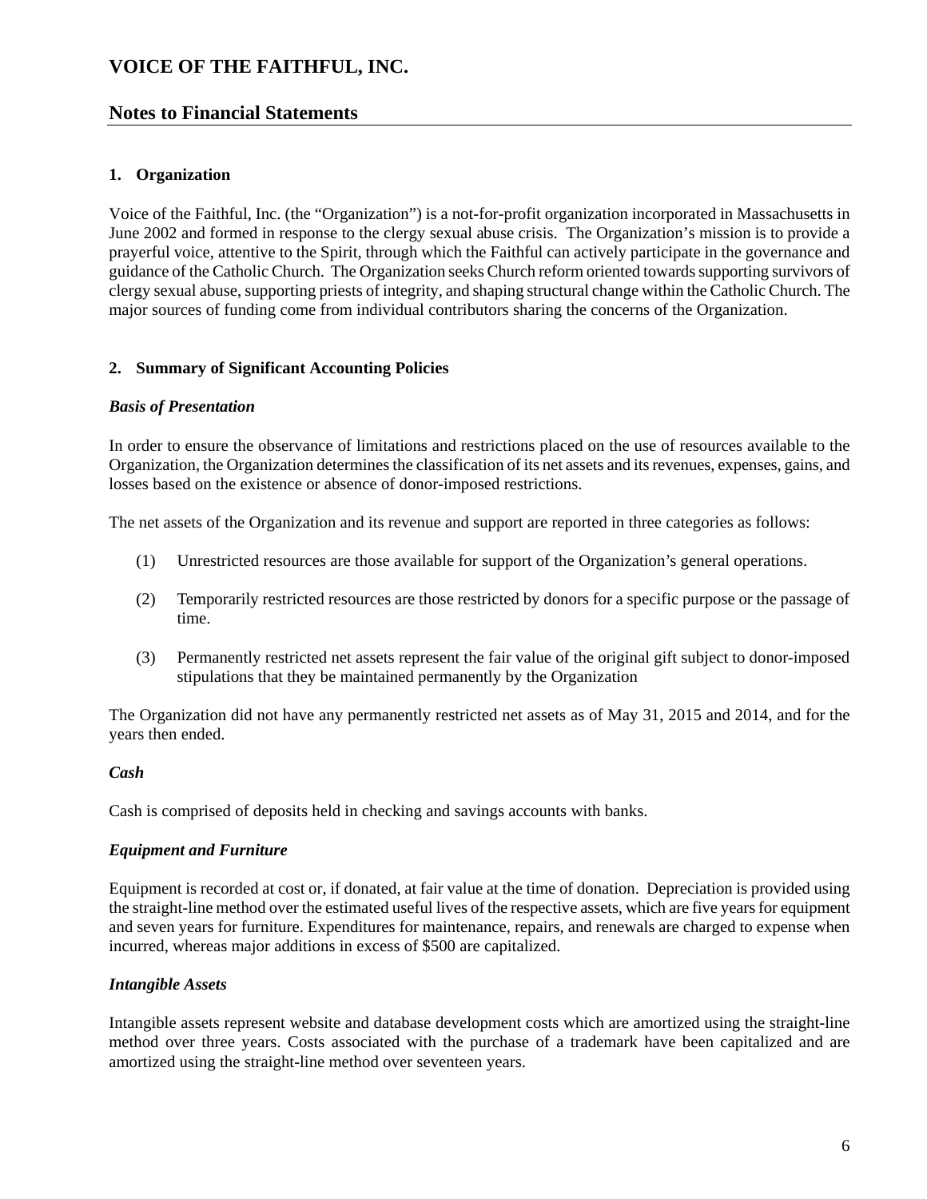# VOICE OF THE FAITHFUL, INC.

## Notes to Financial Statements

### 1. Organization

Voice of the Faithful, Inc. (the "Organization") is a not-for-profit organization incorporated in Massachusetts in June 2002 and formed in response to the clergy sexual abuse crisis. The Organization's mission is to provide a prayerful voice, attentive to the Spirit, through which the Faithful can actively participate in the governance and guidance of the Catholic Church. The Organization seeks Church reform oriented towards supporting survivors of clergy sexual abuse, supporting priests of integrity, and shaping structural change within the Catholic Church. The major sources of funding come from individual contributors sharing the concerns of the Organization.

### 2. Summary of Significant Accounting Policies

***Basis of Presentation***

In order to ensure the observance of limitations and restrictions placed on the use of resources available to the Organization, the Organization determines the classification of its net assets and its revenues, expenses, gains, and losses based on the existence or absence of donor-imposed restrictions.

The net assets of the Organization and its revenue and support are reported in three categories as follows:

(1) Unrestricted resources are those available for support of the Organization's general operations.

(2) Temporarily restricted resources are those restricted by donors for a specific purpose or the passage of time.

(3) Permanently restricted net assets represent the fair value of the original gift subject to donor-imposed stipulations that they be maintained permanently by the Organization

The Organization did not have any permanently restricted net assets as of May 31, 2015 and 2014, and for the years then ended.

***Cash***

Cash is comprised of deposits held in checking and savings accounts with banks.

***Equipment and Furniture***

Equipment is recorded at cost or, if donated, at fair value at the time of donation. Depreciation is provided using the straight-line method over the estimated useful lives of the respective assets, which are five years for equipment and seven years for furniture. Expenditures for maintenance, repairs, and renewals are charged to expense when incurred, whereas major additions in excess of $500 are capitalized.

***Intangible Assets***

Intangible assets represent website and database development costs which are amortized using the straight-line method over three years. Costs associated with the purchase of a trademark have been capitalized and are amortized using the straight-line method over seventeen years.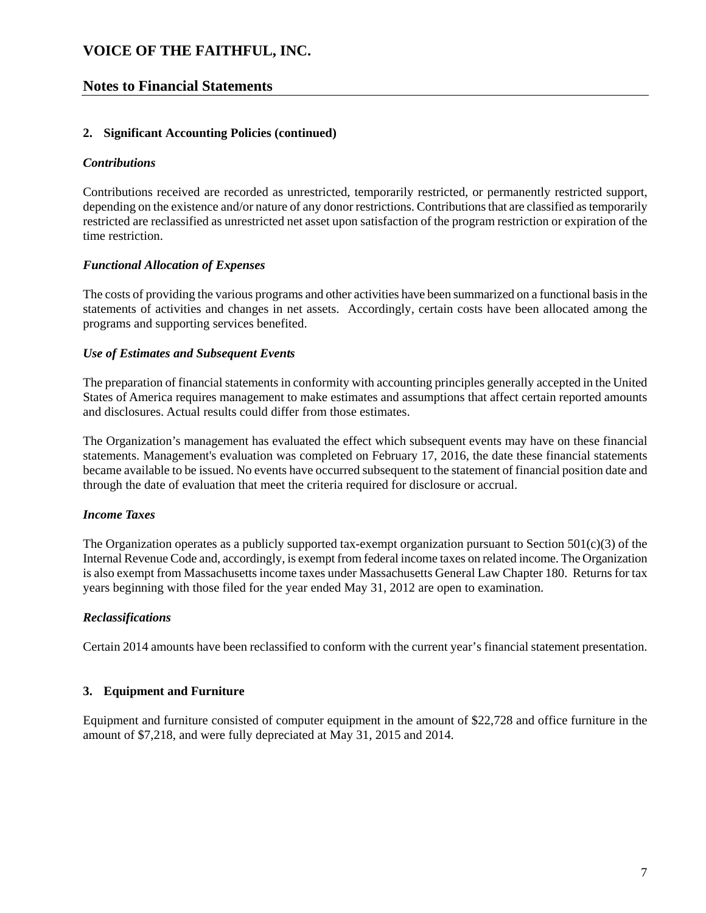# VOICE OF THE FAITHFUL, INC.

## Notes to Financial Statements

### 2. Significant Accounting Policies (continued)

***Contributions***

Contributions received are recorded as unrestricted, temporarily restricted, or permanently restricted support, depending on the existence and/or nature of any donor restrictions. Contributions that are classified as temporarily restricted are reclassified as unrestricted net asset upon satisfaction of the program restriction or expiration of the time restriction.

***Functional Allocation of Expenses***

The costs of providing the various programs and other activities have been summarized on a functional basis in the statements of activities and changes in net assets. Accordingly, certain costs have been allocated among the programs and supporting services benefited.

***Use of Estimates and Subsequent Events***

The preparation of financial statements in conformity with accounting principles generally accepted in the United States of America requires management to make estimates and assumptions that affect certain reported amounts and disclosures. Actual results could differ from those estimates.

The Organization's management has evaluated the effect which subsequent events may have on these financial statements. Management's evaluation was completed on February 17, 2016, the date these financial statements became available to be issued. No events have occurred subsequent to the statement of financial position date and through the date of evaluation that meet the criteria required for disclosure or accrual.

***Income Taxes***

The Organization operates as a publicly supported tax-exempt organization pursuant to Section 501(c)(3) of the Internal Revenue Code and, accordingly, is exempt from federal income taxes on related income. The Organization is also exempt from Massachusetts income taxes under Massachusetts General Law Chapter 180. Returns for tax years beginning with those filed for the year ended May 31, 2012 are open to examination.

***Reclassifications***

Certain 2014 amounts have been reclassified to conform with the current year's financial statement presentation.

### 3. Equipment and Furniture

Equipment and furniture consisted of computer equipment in the amount of $22,728 and office furniture in the amount of $7,218, and were fully depreciated at May 31, 2015 and 2014.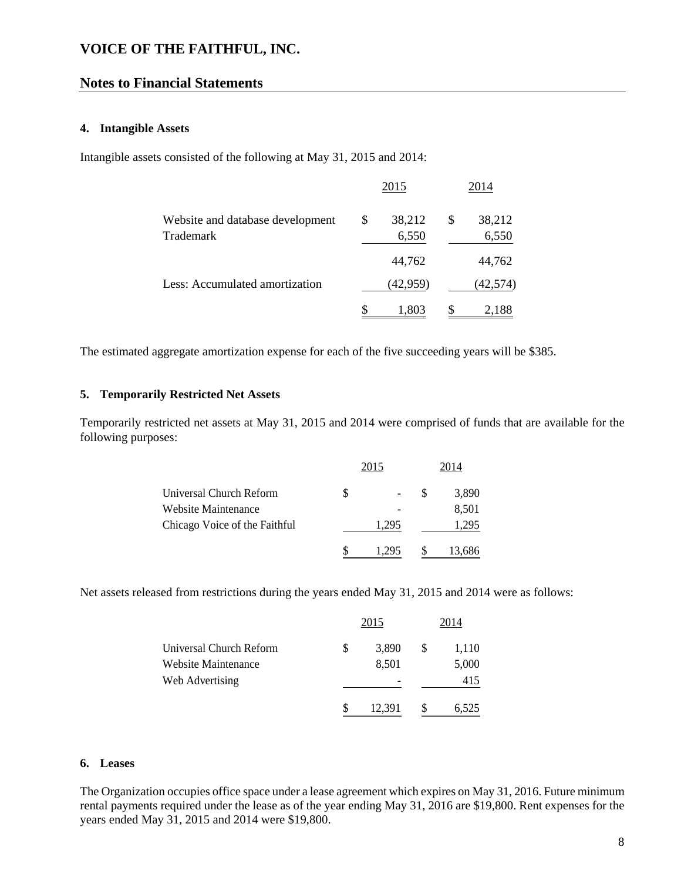# VOICE OF THE FAITHFUL, INC.

## Notes to Financial Statements

### 4. Intangible Assets

Intangible assets consisted of the following at May 31, 2015 and 2014:

| | 2015 | 2014 |
|---|---|---|
| Website and database development | $ 38,212 | $ 38,212 |
| Trademark | 6,550 | 6,550 |
| | 44,762 | 44,762 |
| Less: Accumulated amortization | (42,959) | (42,574) |
| | $ 1,803 | $ 2,188 |

The estimated aggregate amortization expense for each of the five succeeding years will be $385.

### 5. Temporarily Restricted Net Assets

Temporarily restricted net assets at May 31, 2015 and 2014 were comprised of funds that are available for the following purposes:

| | 2015 | 2014 |
|---|---|---|
| Universal Church Reform | $ - | $ 3,890 |
| Website Maintenance | - | 8,501 |
| Chicago Voice of the Faithful | 1,295 | 1,295 |
| | $ 1,295 | $ 13,686 |

Net assets released from restrictions during the years ended May 31, 2015 and 2014 were as follows:

| | 2015 | 2014 |
|---|---|---|
| Universal Church Reform | $ 3,890 | $ 1,110 |
| Website Maintenance | 8,501 | 5,000 |
| Web Advertising | - | 415 |
| | $ 12,391 | $ 6,525 |

### 6. Leases

The Organization occupies office space under a lease agreement which expires on May 31, 2016. Future minimum rental payments required under the lease as of the year ending May 31, 2016 are $19,800. Rent expenses for the years ended May 31, 2015 and 2014 were $19,800.